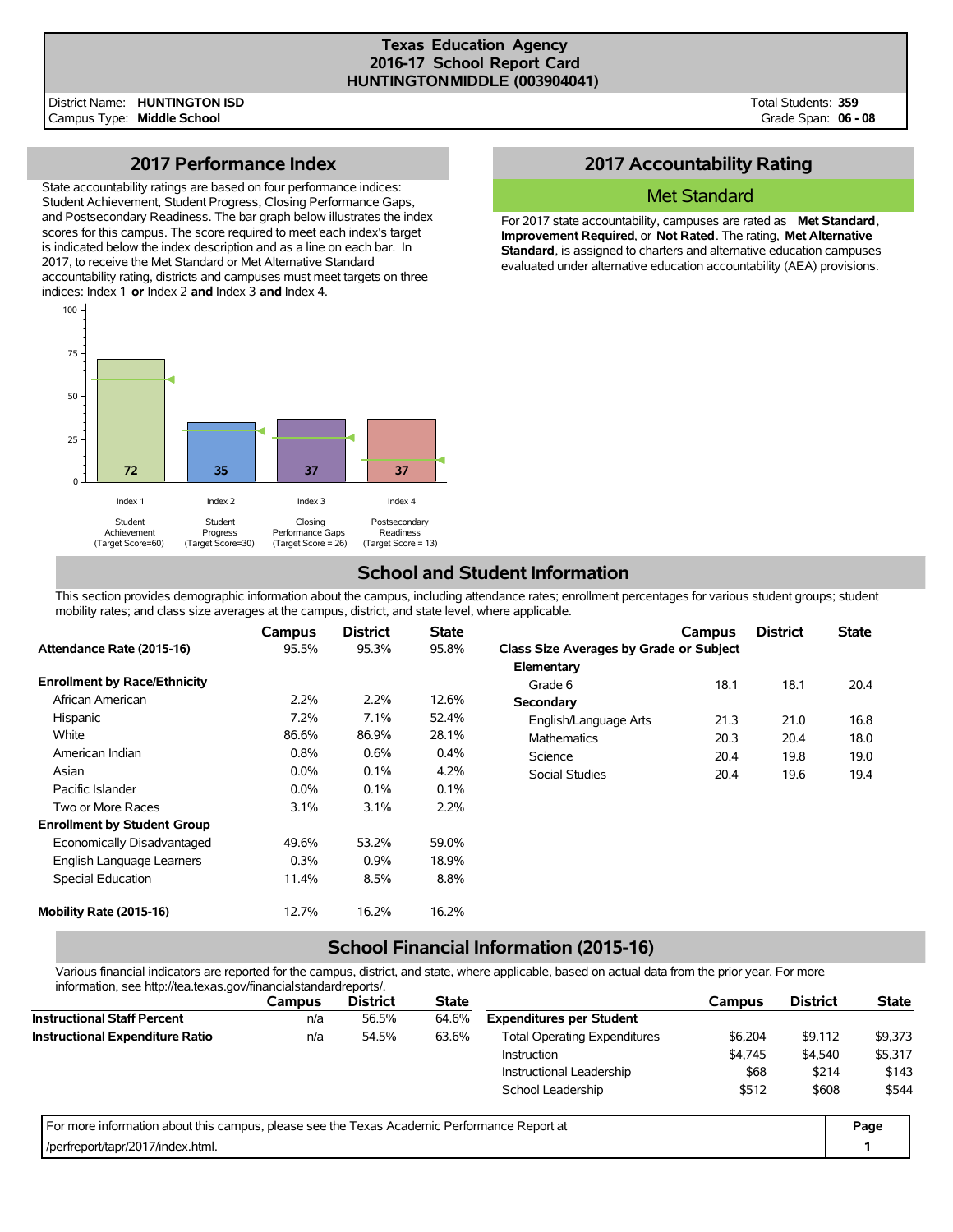# Texas Education Agency
## 2016-17 School Report Card
## HUNTINGTON MIDDLE (003904041)

District Name: **HUNTINGTON ISD**
Campus Type: **Middle School**

Total Students: **359**
Grade Span: **06 - 08**

## 2017 Performance Index

State accountability ratings are based on four performance indices: Student Achievement, Student Progress, Closing Performance Gaps, and Postsecondary Readiness. The bar graph below illustrates the index scores for this campus. The score required to meet each index's target is indicated below the index description and as a line on each bar. In 2017, to receive the Met Standard or Met Alternative Standard accountability rating, districts and campuses must meet targets on three indices: Index 1 **or** Index 2 **and** Index 3 **and** Index 4.

| Index | Description | Target Score | Campus Score |
|---|---|---|---|
| Index 1 | Student Achievement | 60 | 72 |
| Index 2 | Student Progress | 30 | 35 |
| Index 3 | Closing Performance Gaps | 26 | 37 |
| Index 4 | Postsecondary Readiness | 13 | 37 |

## 2017 Accountability Rating

### Met Standard

For 2017 state accountability, campuses are rated as **Met Standard**, **Improvement Required**, or **Not Rated**. The rating, **Met Alternative Standard**, is assigned to charters and alternative education campuses evaluated under alternative education accountability (AEA) provisions.

## School and Student Information

This section provides demographic information about the campus, including attendance rates; enrollment percentages for various student groups; student mobility rates; and class size averages at the campus, district, and state level, where applicable.

| | Campus | District | State |
|---|---|---|---|
| **Attendance Rate (2015-16)** | 95.5% | 95.3% | 95.8% |
| **Enrollment by Race/Ethnicity** | | | |
| African American | 2.2% | 2.2% | 12.6% |
| Hispanic | 7.2% | 7.1% | 52.4% |
| White | 86.6% | 86.9% | 28.1% |
| American Indian | 0.8% | 0.6% | 0.4% |
| Asian | 0.0% | 0.1% | 4.2% |
| Pacific Islander | 0.0% | 0.1% | 0.1% |
| Two or More Races | 3.1% | 3.1% | 2.2% |
| **Enrollment by Student Group** | | | |
| Economically Disadvantaged | 49.6% | 53.2% | 59.0% |
| English Language Learners | 0.3% | 0.9% | 18.9% |
| Special Education | 11.4% | 8.5% | 8.8% |
| **Mobility Rate (2015-16)** | 12.7% | 16.2% | 16.2% |

| | Campus | District | State |
|---|---|---|---|
| **Class Size Averages by Grade or Subject** | | | |
| **Elementary** | | | |
| Grade 6 | 18.1 | 18.1 | 20.4 |
| **Secondary** | | | |
| English/Language Arts | 21.3 | 21.0 | 16.8 |
| Mathematics | 20.3 | 20.4 | 18.0 |
| Science | 20.4 | 19.8 | 19.0 |
| Social Studies | 20.4 | 19.6 | 19.4 |

## School Financial Information (2015-16)

Various financial indicators are reported for the campus, district, and state, where applicable, based on actual data from the prior year. For more information, see http://tea.texas.gov/financialstandardreports/.

| | Campus | District | State |
|---|---|---|---|
| **Instructional Staff Percent** | n/a | 56.5% | 64.6% |
| **Instructional Expenditure Ratio** | n/a | 54.5% | 63.6% |

| | Campus | District | State |
|---|---|---|---|
| **Expenditures per Student** | | | |
| Total Operating Expenditures | $6,204 | $9,112 | $9,373 |
| Instruction | $4,745 | $4,540 | $5,317 |
| Instructional Leadership | $68 | $214 | $143 |
| School Leadership | $512 | $608 | $544 |

For more information about this campus, please see the Texas Academic Performance Report at /perfreport/tapr/2017/index.html.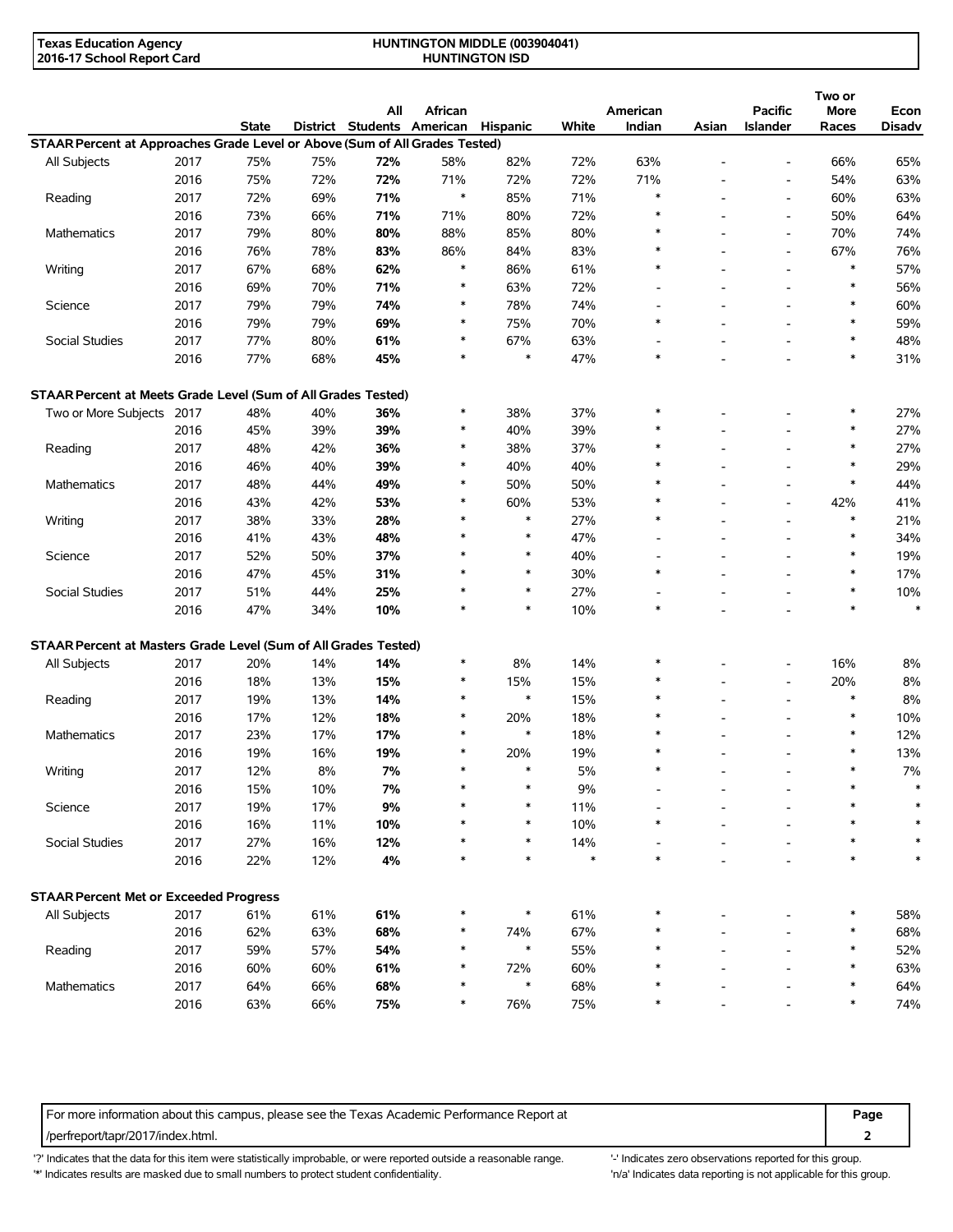**Texas Education Agency**
**2016-17 School Report Card**

**HUNTINGTON MIDDLE (003904041)**
**HUNTINGTON ISD**

| | | State | District | All Students | African American | Hispanic | White | American Indian | Asian | Pacific Islander | Two or More Races | Econ Disadv |
|---|---|---|---|---|---|---|---|---|---|---|---|---|
| **STAAR Percent at Approaches Grade Level or Above (Sum of All Grades Tested)** | | | | | | | | | | | | |
| All Subjects | 2017 | 75% | 75% | **72%** | 58% | 82% | 72% | 63% | - | - | 66% | 65% |
| | 2016 | 75% | 72% | **72%** | 71% | 72% | 72% | 71% | - | - | 54% | 63% |
| Reading | 2017 | 72% | 69% | **71%** | * | 85% | 71% | * | - | - | 60% | 63% |
| | 2016 | 73% | 66% | **71%** | 71% | 80% | 72% | * | - | - | 50% | 64% |
| Mathematics | 2017 | 79% | 80% | **80%** | 88% | 85% | 80% | * | - | - | 70% | 74% |
| | 2016 | 76% | 78% | **83%** | 86% | 84% | 83% | * | - | - | 67% | 76% |
| Writing | 2017 | 67% | 68% | **62%** | * | 86% | 61% | * | - | - | * | 57% |
| | 2016 | 69% | 70% | **71%** | * | 63% | 72% | - | - | - | * | 56% |
| Science | 2017 | 79% | 79% | **74%** | * | 78% | 74% | - | - | - | * | 60% |
| | 2016 | 79% | 79% | **69%** | * | 75% | 70% | * | - | - | * | 59% |
| Social Studies | 2017 | 77% | 80% | **61%** | * | 67% | 63% | - | - | - | * | 48% |
| | 2016 | 77% | 68% | **45%** | * | * | 47% | * | - | - | * | 31% |
| **STAAR Percent at Meets Grade Level (Sum of All Grades Tested)** | | | | | | | | | | | | |
| Two or More Subjects | 2017 | 48% | 40% | **36%** | * | 38% | 37% | * | - | - | * | 27% |
| | 2016 | 45% | 39% | **39%** | * | 40% | 39% | * | - | - | * | 27% |
| Reading | 2017 | 48% | 42% | **36%** | * | 38% | 37% | * | - | - | * | 27% |
| | 2016 | 46% | 40% | **39%** | * | 40% | 40% | * | - | - | * | 29% |
| Mathematics | 2017 | 48% | 44% | **49%** | * | 50% | 50% | * | - | - | * | 44% |
| | 2016 | 43% | 42% | **53%** | * | 60% | 53% | * | - | - | 42% | 41% |
| Writing | 2017 | 38% | 33% | **28%** | * | * | 27% | * | - | - | * | 21% |
| | 2016 | 41% | 43% | **48%** | * | * | 47% | - | - | - | * | 34% |
| Science | 2017 | 52% | 50% | **37%** | * | * | 40% | - | - | - | * | 19% |
| | 2016 | 47% | 45% | **31%** | * | * | 30% | * | - | - | * | 17% |
| Social Studies | 2017 | 51% | 44% | **25%** | * | * | 27% | - | - | - | * | 10% |
| | 2016 | 47% | 34% | **10%** | * | * | 10% | * | - | - | * | * |
| **STAAR Percent at Masters Grade Level (Sum of All Grades Tested)** | | | | | | | | | | | | |
| All Subjects | 2017 | 20% | 14% | **14%** | * | 8% | 14% | * | - | - | 16% | 8% |
| | 2016 | 18% | 13% | **15%** | * | 15% | 15% | * | - | - | 20% | 8% |
| Reading | 2017 | 19% | 13% | **14%** | * | * | 15% | * | - | - | * | 8% |
| | 2016 | 17% | 12% | **18%** | * | 20% | 18% | * | - | - | * | 10% |
| Mathematics | 2017 | 23% | 17% | **17%** | * | * | 18% | * | - | - | * | 12% |
| | 2016 | 19% | 16% | **19%** | * | 20% | 19% | * | - | - | * | 13% |
| Writing | 2017 | 12% | 8% | **7%** | * | * | 5% | * | - | - | * | 7% |
| | 2016 | 15% | 10% | **7%** | * | * | 9% | - | - | - | * | * |
| Science | 2017 | 19% | 17% | **9%** | * | * | 11% | - | - | - | * | * |
| | 2016 | 16% | 11% | **10%** | * | * | 10% | * | - | - | * | * |
| Social Studies | 2017 | 27% | 16% | **12%** | * | * | 14% | - | - | - | * | * |
| | 2016 | 22% | 12% | **4%** | * | * | * | * | - | - | * | * |
| **STAAR Percent Met or Exceeded Progress** | | | | | | | | | | | | |
| All Subjects | 2017 | 61% | 61% | **61%** | * | * | 61% | * | - | - | * | 58% |
| | 2016 | 62% | 63% | **68%** | * | 74% | 67% | * | - | - | * | 68% |
| Reading | 2017 | 59% | 57% | **54%** | * | * | 55% | * | - | - | * | 52% |
| | 2016 | 60% | 60% | **61%** | * | 72% | 60% | * | - | - | * | 63% |
| Mathematics | 2017 | 64% | 66% | **68%** | * | * | 68% | * | - | - | * | 64% |
| | 2016 | 63% | 66% | **75%** | * | 76% | 75% | * | - | - | * | 74% |

For more information about this campus, please see the Texas Academic Performance Report at /perfreport/tapr/2017/index.html.

'?' Indicates that the data for this item were statistically improbable, or were reported outside a reasonable range.
'*' Indicates results are masked due to small numbers to protect student confidentiality.
'-' Indicates zero observations reported for this group.
'n/a' Indicates data reporting is not applicable for this group.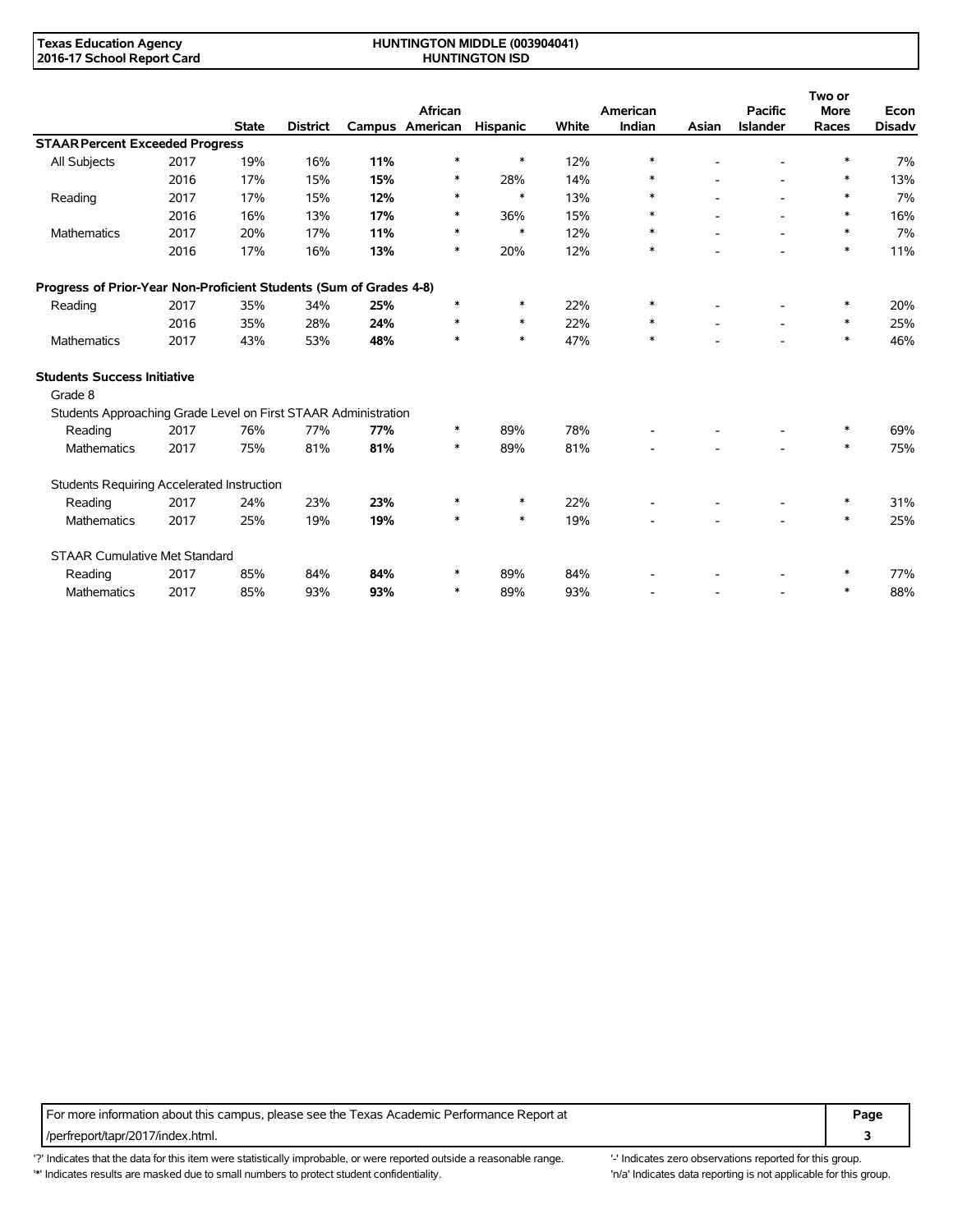| | | State | District | Campus | African American | Hispanic | White | American Indian | Asian | Pacific Islander | Two or More Races | Econ Disadv |
|---|---|---|---|---|---|---|---|---|---|---|---|---|
| **STAAR Percent Exceeded Progress** | | | | | | | | | | | | |
| All Subjects | 2017 | 19% | 16% | **11%** | * | * | 12% | * | - | - | * | 7% |
| | 2016 | 17% | 15% | **15%** | * | 28% | 14% | * | - | - | * | 13% |
| Reading | 2017 | 17% | 15% | **12%** | * | * | 13% | * | - | - | * | 7% |
| | 2016 | 16% | 13% | **17%** | * | 36% | 15% | * | - | - | * | 16% |
| Mathematics | 2017 | 20% | 17% | **11%** | * | * | 12% | * | - | - | * | 7% |
| | 2016 | 17% | 16% | **13%** | * | 20% | 12% | * | - | - | * | 11% |
| **Progress of Prior-Year Non-Proficient Students (Sum of Grades 4-8)** | | | | | | | | | | | | |
| Reading | 2017 | 35% | 34% | **25%** | * | * | 22% | * | - | - | * | 20% |
| | 2016 | 35% | 28% | **24%** | * | * | 22% | * | - | - | * | 25% |
| Mathematics | 2017 | 43% | 53% | **48%** | * | * | 47% | * | - | - | * | 46% |
| **Students Success Initiative** | | | | | | | | | | | | |
| Grade 8 | | | | | | | | | | | | |
| Students Approaching Grade Level on First STAAR Administration | | | | | | | | | | | | |
| Reading | 2017 | 76% | 77% | **77%** | * | 89% | 78% | - | - | - | * | 69% |
| Mathematics | 2017 | 75% | 81% | **81%** | * | 89% | 81% | - | - | - | * | 75% |
| Students Requiring Accelerated Instruction | | | | | | | | | | | | |
| Reading | 2017 | 24% | 23% | **23%** | * | * | 22% | - | - | - | * | 31% |
| Mathematics | 2017 | 25% | 19% | **19%** | * | * | 19% | - | - | - | * | 25% |
| STAAR Cumulative Met Standard | | | | | | | | | | | | |
| Reading | 2017 | 85% | 84% | **84%** | * | 89% | 84% | - | - | - | * | 77% |
| Mathematics | 2017 | 85% | 93% | **93%** | * | 89% | 93% | - | - | - | * | 88% |

For more information about this campus, please see the Texas Academic Performance Report at /perfreport/tapr/2017/index.html.

'?' Indicates that the data for this item were statistically improbable, or were reported outside a reasonable range.
'*' Indicates results are masked due to small numbers to protect student confidentiality.
'-' Indicates zero observations reported for this group.
'n/a' Indicates data reporting is not applicable for this group.